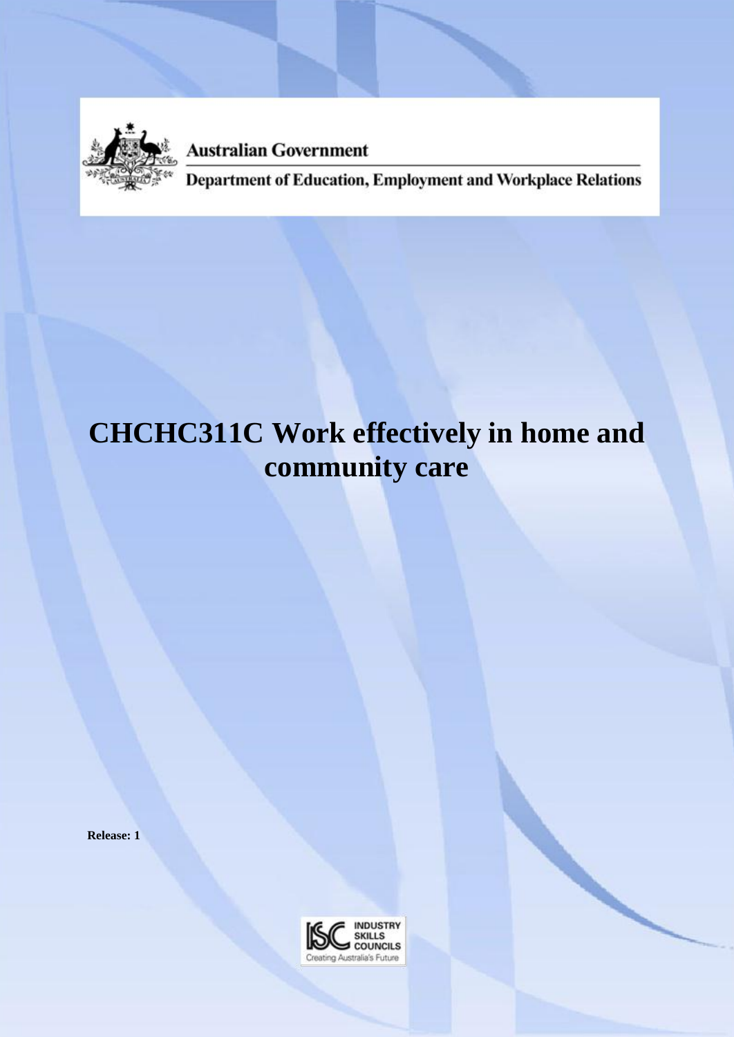Australian Government

Department of Education, Employment and Workplace Relations

# CHCHC311C Work effectively in home and community care

**Release: 1**

INDUSTRY SKILLS COUNCILS

Creating Australia's Future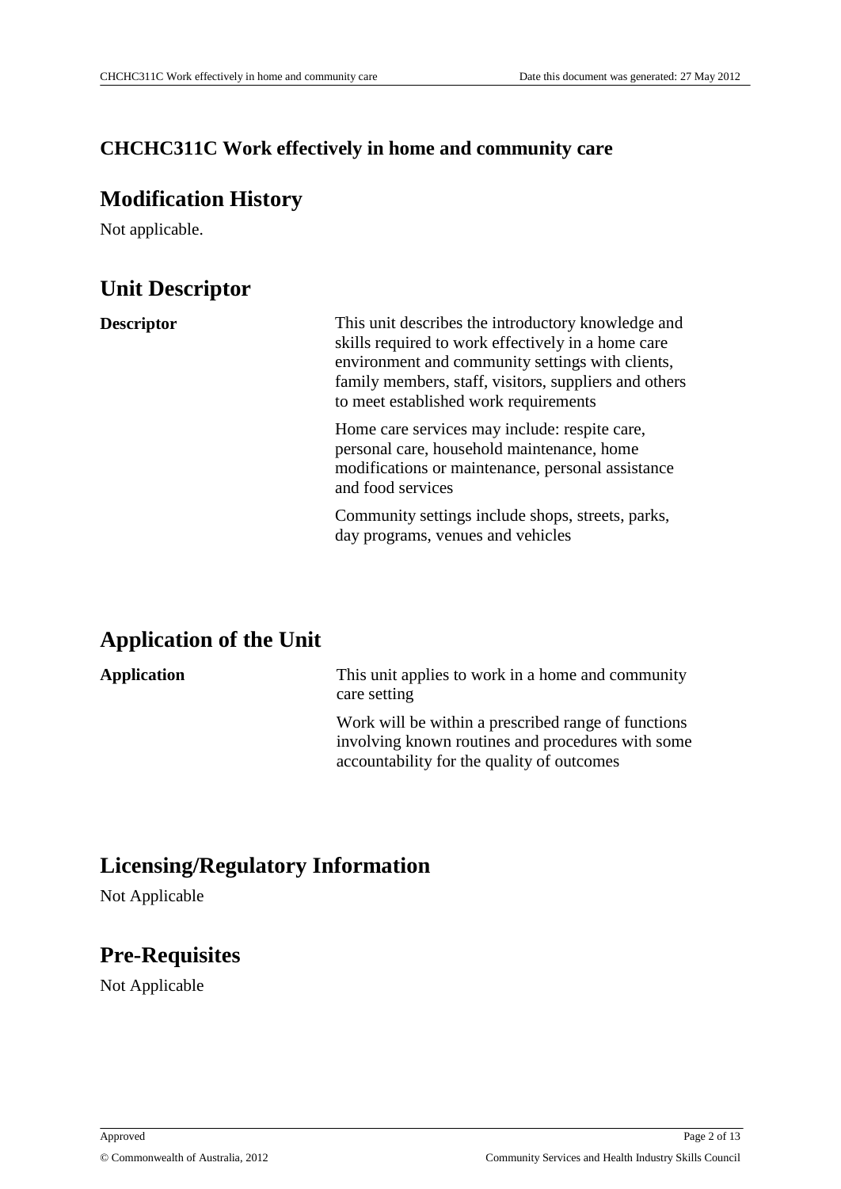### CHCHC311C Work effectively in home and community care

## Modification History

Not applicable.

## Unit Descriptor

| | |
|---|---|
| **Descriptor** | This unit describes the introductory knowledge and skills required to work effectively in a home care environment and community settings with clients, family members, staff, visitors, suppliers and others to meet established work requirements<br><br>Home care services may include: respite care, personal care, household maintenance, home modifications or maintenance, personal assistance and food services<br><br>Community settings include shops, streets, parks, day programs, venues and vehicles |

## Application of the Unit

| | |
|---|---|
| **Application** | This unit applies to work in a home and community care setting<br><br>Work will be within a prescribed range of functions involving known routines and procedures with some accountability for the quality of outcomes |

## Licensing/Regulatory Information

Not Applicable

## Pre-Requisites

Not Applicable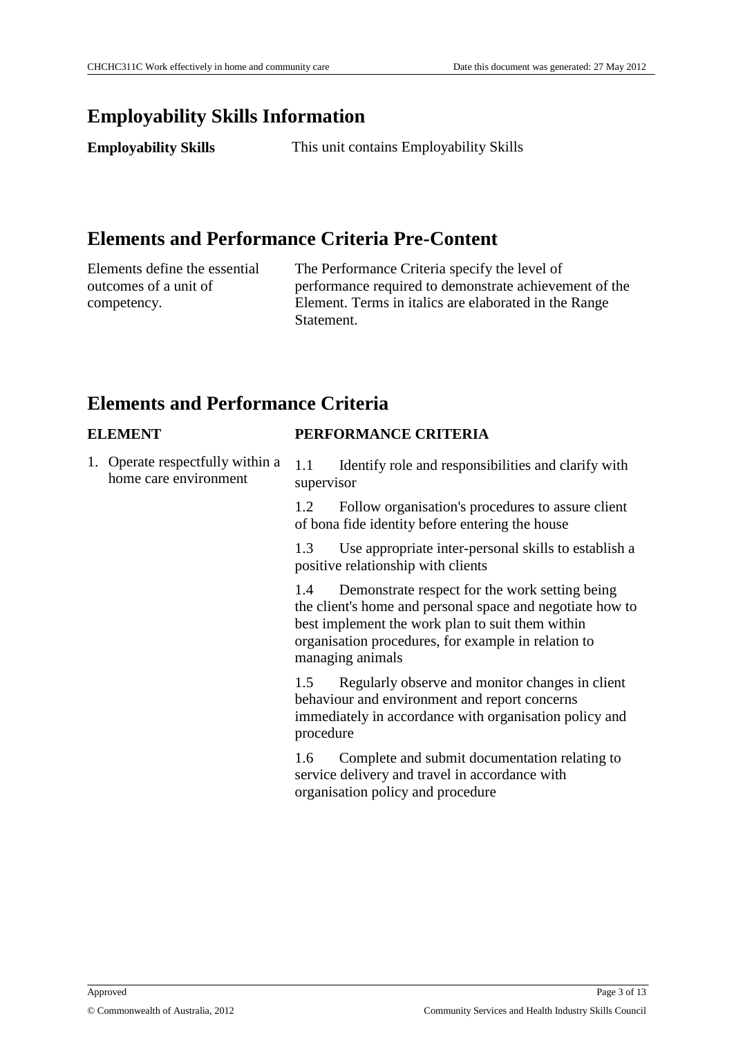# Employability Skills Information

| | |
|---|---|
| **Employability Skills** | This unit contains Employability Skills |

# Elements and Performance Criteria Pre-Content

| | |
|---|---|
| Elements define the essential outcomes of a unit of competency. | The Performance Criteria specify the level of performance required to demonstrate achievement of the Element. Terms in italics are elaborated in the Range Statement. |

# Elements and Performance Criteria

| ELEMENT | PERFORMANCE CRITERIA |
|---|---|
| 1. Operate respectfully within a home care environment | 1.1 Identify role and responsibilities and clarify with supervisor |
| | 1.2 Follow organisation's procedures to assure client of bona fide identity before entering the house |
| | 1.3 Use appropriate inter-personal skills to establish a positive relationship with clients |
| | 1.4 Demonstrate respect for the work setting being the client's home and personal space and negotiate how to best implement the work plan to suit them within organisation procedures, for example in relation to managing animals |
| | 1.5 Regularly observe and monitor changes in client behaviour and environment and report concerns immediately in accordance with organisation policy and procedure |
| | 1.6 Complete and submit documentation relating to service delivery and travel in accordance with organisation policy and procedure |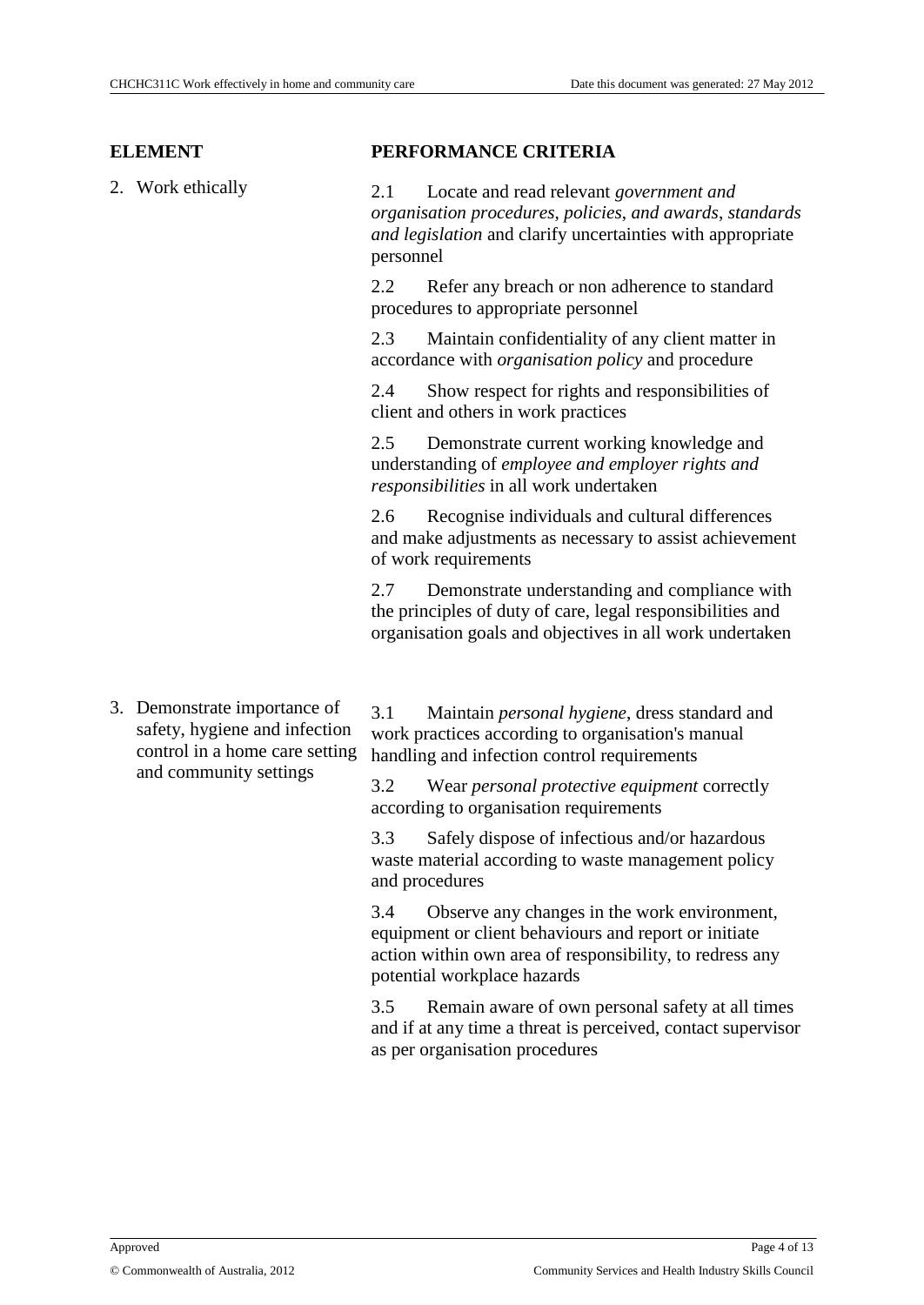| ELEMENT | PERFORMANCE CRITERIA |
| --- | --- |
| 2. Work ethically | 2.1 Locate and read relevant *government and organisation procedures*, *policies*, *and awards*, *standards and legislation* and clarify uncertainties with appropriate personnel |
| | 2.2 Refer any breach or non adherence to standard procedures to appropriate personnel |
| | 2.3 Maintain confidentiality of any client matter in accordance with *organisation policy* and procedure |
| | 2.4 Show respect for rights and responsibilities of client and others in work practices |
| | 2.5 Demonstrate current working knowledge and understanding of *employee and employer rights and responsibilities* in all work undertaken |
| | 2.6 Recognise individuals and cultural differences and make adjustments as necessary to assist achievement of work requirements |
| | 2.7 Demonstrate understanding and compliance with the principles of duty of care, legal responsibilities and organisation goals and objectives in all work undertaken |
| 3. Demonstrate importance of safety, hygiene and infection control in a home care setting and community settings | 3.1 Maintain *personal hygiene*, dress standard and work practices according to organisation's manual handling and infection control requirements |
| | 3.2 Wear *personal protective equipment* correctly according to organisation requirements |
| | 3.3 Safely dispose of infectious and/or hazardous waste material according to waste management policy and procedures |
| | 3.4 Observe any changes in the work environment, equipment or client behaviours and report or initiate action within own area of responsibility, to redress any potential workplace hazards |
| | 3.5 Remain aware of own personal safety at all times and if at any time a threat is perceived, contact supervisor as per organisation procedures |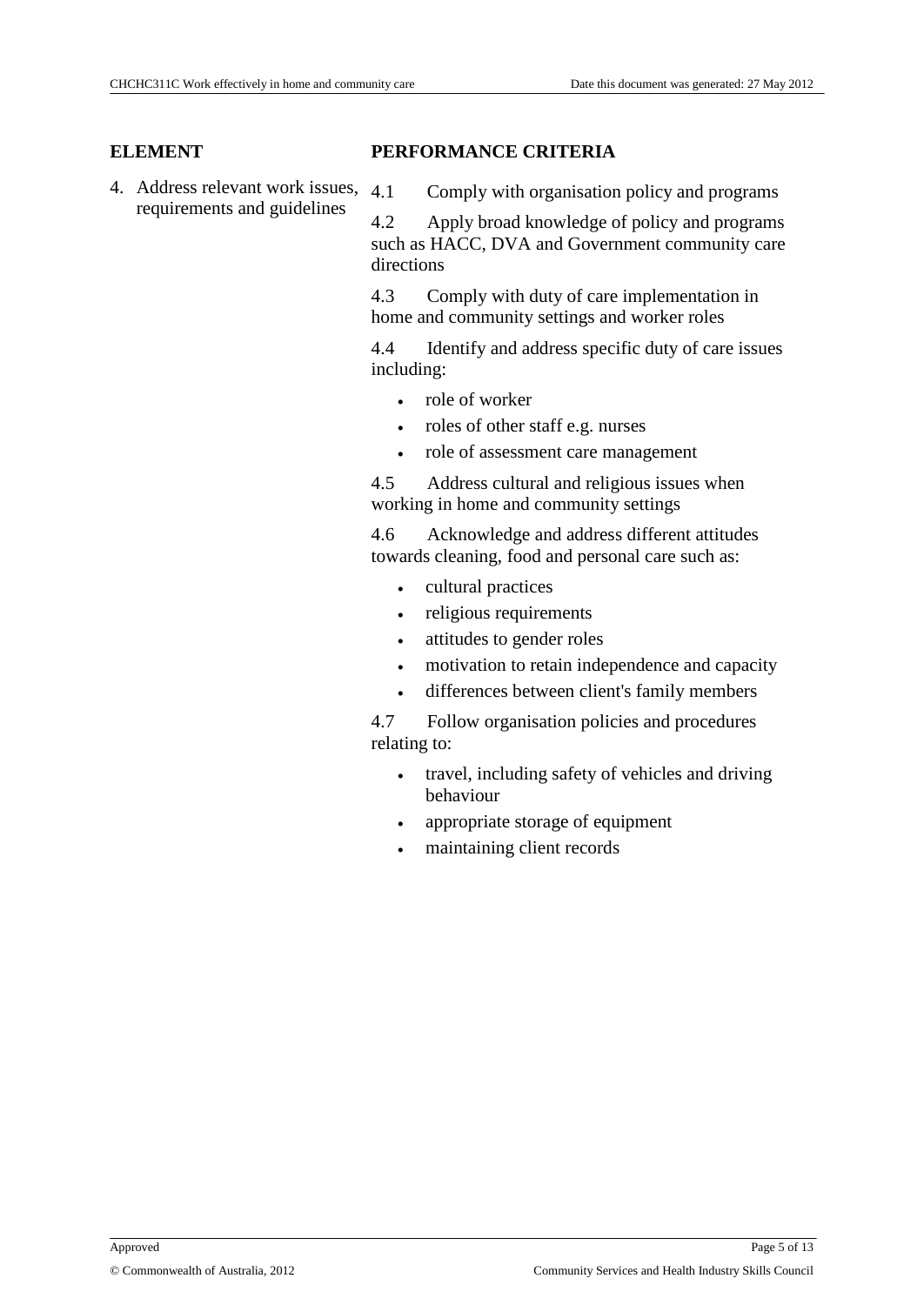| ELEMENT | PERFORMANCE CRITERIA |
| --- | --- |
| 4. Address relevant work issues, requirements and guidelines | 4.1 Comply with organisation policy and programs<br><br>4.2 Apply broad knowledge of policy and programs such as HACC, DVA and Government community care directions<br><br>4.3 Comply with duty of care implementation in home and community settings and worker roles<br><br>4.4 Identify and address specific duty of care issues including:<br>• role of worker<br>• roles of other staff e.g. nurses<br>• role of assessment care management<br><br>4.5 Address cultural and religious issues when working in home and community settings<br><br>4.6 Acknowledge and address different attitudes towards cleaning, food and personal care such as:<br>• cultural practices<br>• religious requirements<br>• attitudes to gender roles<br>• motivation to retain independence and capacity<br>• differences between client's family members<br><br>4.7 Follow organisation policies and procedures relating to:<br>• travel, including safety of vehicles and driving behaviour<br>• appropriate storage of equipment<br>• maintaining client records |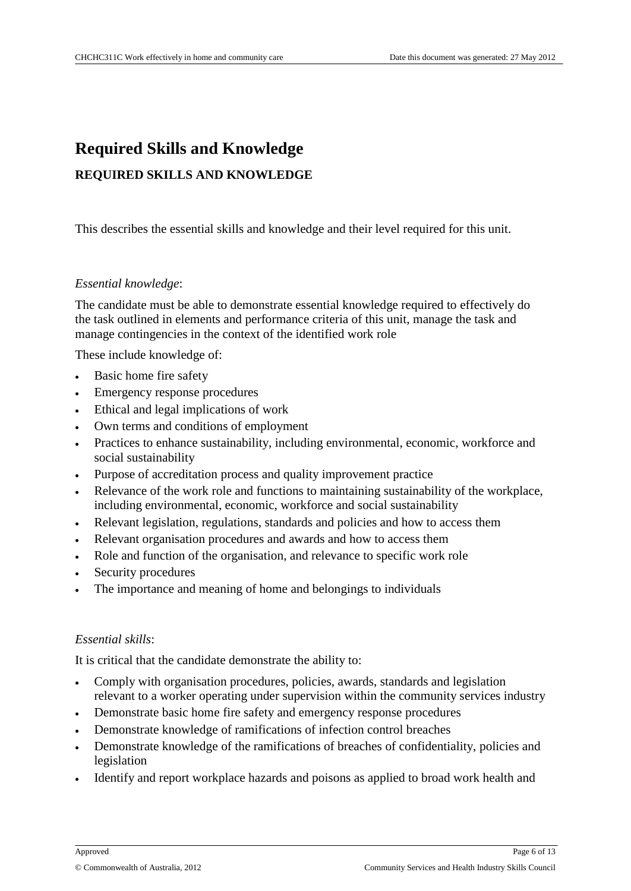# Required Skills and Knowledge

## REQUIRED SKILLS AND KNOWLEDGE

This describes the essential skills and knowledge and their level required for this unit.

*Essential knowledge*:

The candidate must be able to demonstrate essential knowledge required to effectively do the task outlined in elements and performance criteria of this unit, manage the task and manage contingencies in the context of the identified work role

These include knowledge of:

- Basic home fire safety
- Emergency response procedures
- Ethical and legal implications of work
- Own terms and conditions of employment
- Practices to enhance sustainability, including environmental, economic, workforce and social sustainability
- Purpose of accreditation process and quality improvement practice
- Relevance of the work role and functions to maintaining sustainability of the workplace, including environmental, economic, workforce and social sustainability
- Relevant legislation, regulations, standards and policies and how to access them
- Relevant organisation procedures and awards and how to access them
- Role and function of the organisation, and relevance to specific work role
- Security procedures
- The importance and meaning of home and belongings to individuals

*Essential skills*:

It is critical that the candidate demonstrate the ability to:

- Comply with organisation procedures, policies, awards, standards and legislation relevant to a worker operating under supervision within the community services industry
- Demonstrate basic home fire safety and emergency response procedures
- Demonstrate knowledge of ramifications of infection control breaches
- Demonstrate knowledge of the ramifications of breaches of confidentiality, policies and legislation
- Identify and report workplace hazards and poisons as applied to broad work health and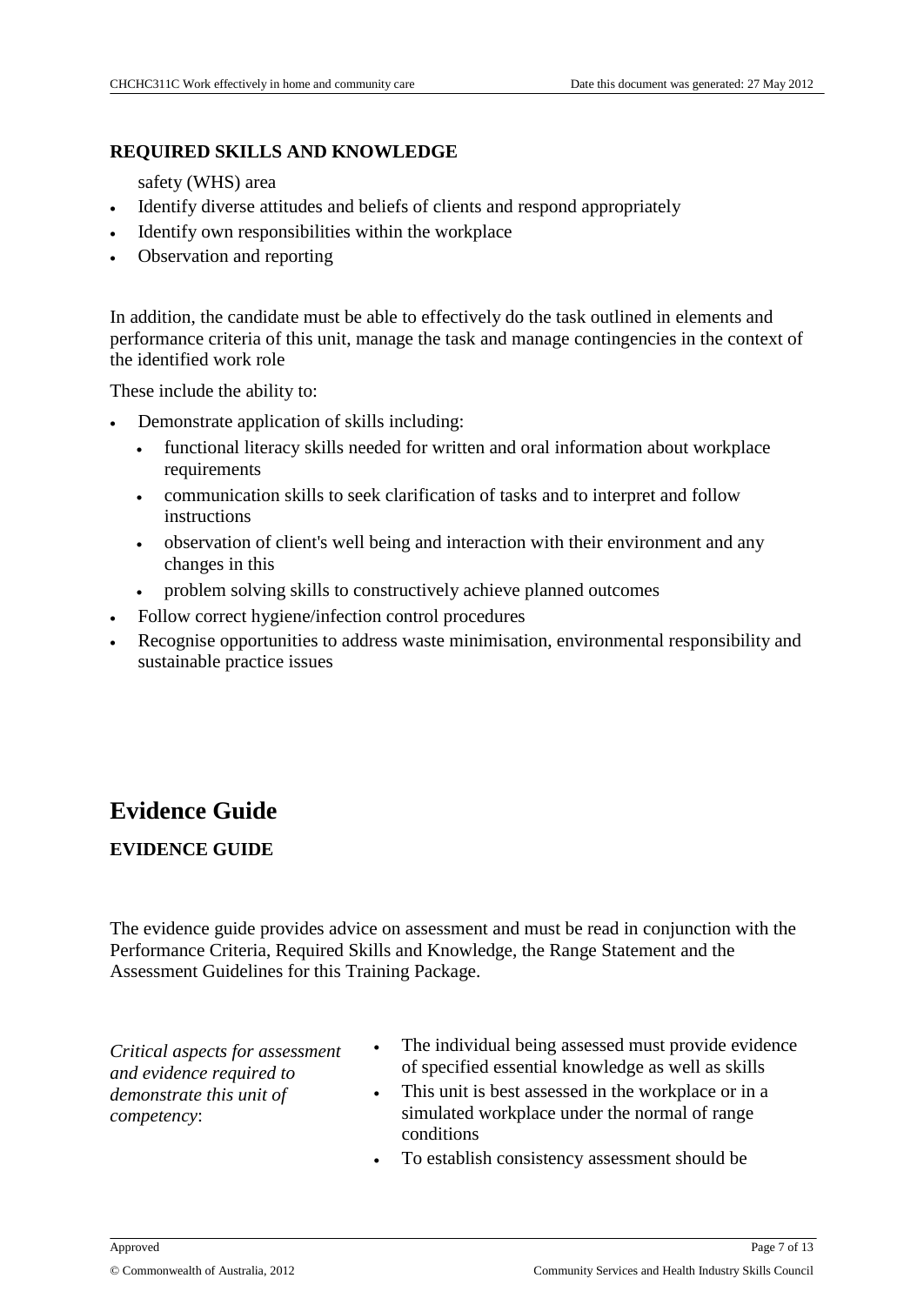**REQUIRED SKILLS AND KNOWLEDGE**

safety (WHS) area

- Identify diverse attitudes and beliefs of clients and respond appropriately
- Identify own responsibilities within the workplace
- Observation and reporting

In addition, the candidate must be able to effectively do the task outlined in elements and performance criteria of this unit, manage the task and manage contingencies in the context of the identified work role

These include the ability to:

- Demonstrate application of skills including:
  - functional literacy skills needed for written and oral information about workplace requirements
  - communication skills to seek clarification of tasks and to interpret and follow instructions
  - observation of client's well being and interaction with their environment and any changes in this
  - problem solving skills to constructively achieve planned outcomes
- Follow correct hygiene/infection control procedures
- Recognise opportunities to address waste minimisation, environmental responsibility and sustainable practice issues

# Evidence Guide

**EVIDENCE GUIDE**

The evidence guide provides advice on assessment and must be read in conjunction with the Performance Criteria, Required Skills and Knowledge, the Range Statement and the Assessment Guidelines for this Training Package.

| | |
|---|---|
| *Critical aspects for assessment and evidence required to demonstrate this unit of competency*: | • The individual being assessed must provide evidence of specified essential knowledge as well as skills<br>• This unit is best assessed in the workplace or in a simulated workplace under the normal of range conditions<br>• To establish consistency assessment should be |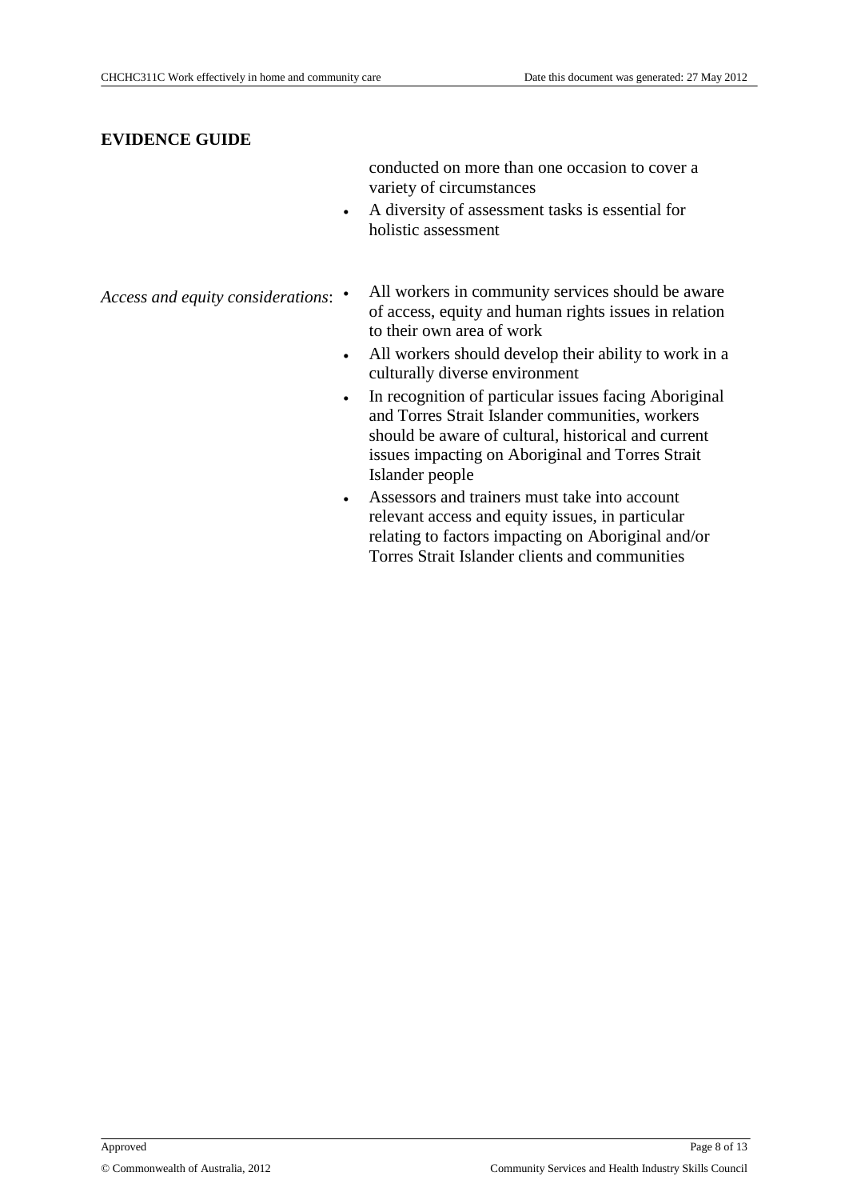**EVIDENCE GUIDE**

conducted on more than one occasion to cover a variety of circumstances

- A diversity of assessment tasks is essential for holistic assessment

*Access and equity considerations*:

- All workers in community services should be aware of access, equity and human rights issues in relation to their own area of work
- All workers should develop their ability to work in a culturally diverse environment
- In recognition of particular issues facing Aboriginal and Torres Strait Islander communities, workers should be aware of cultural, historical and current issues impacting on Aboriginal and Torres Strait Islander people
- Assessors and trainers must take into account relevant access and equity issues, in particular relating to factors impacting on Aboriginal and/or Torres Strait Islander clients and communities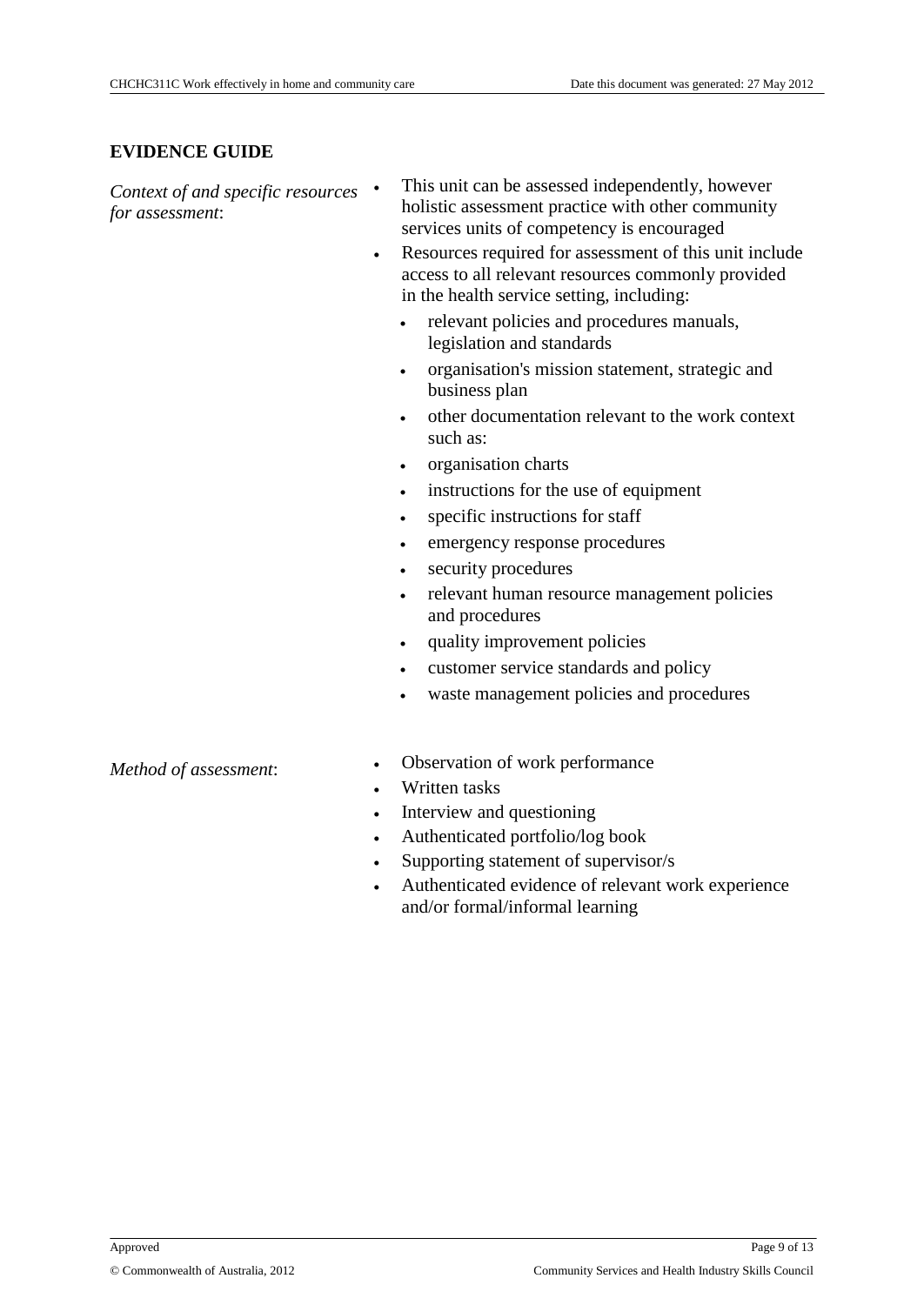## EVIDENCE GUIDE

*Context of and specific resources for assessment*:

- This unit can be assessed independently, however holistic assessment practice with other community services units of competency is encouraged
- Resources required for assessment of this unit include access to all relevant resources commonly provided in the health service setting, including:
  - relevant policies and procedures manuals, legislation and standards
  - organisation's mission statement, strategic and business plan
  - other documentation relevant to the work context such as:
  - organisation charts
  - instructions for the use of equipment
  - specific instructions for staff
  - emergency response procedures
  - security procedures
  - relevant human resource management policies and procedures
  - quality improvement policies
  - customer service standards and policy
  - waste management policies and procedures

*Method of assessment*:

- Observation of work performance
- Written tasks
- Interview and questioning
- Authenticated portfolio/log book
- Supporting statement of supervisor/s
- Authenticated evidence of relevant work experience and/or formal/informal learning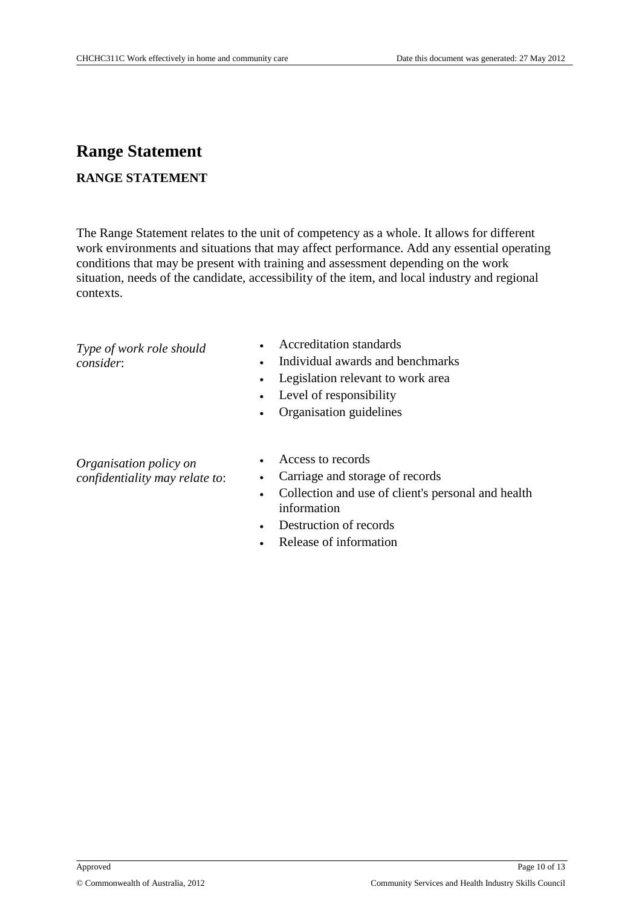# Range Statement

## RANGE STATEMENT

The Range Statement relates to the unit of competency as a whole. It allows for different work environments and situations that may affect performance. Add any essential operating conditions that may be present with training and assessment depending on the work situation, needs of the candidate, accessibility of the item, and local industry and regional contexts.

| | |
|---|---|
| *Type of work role should consider*: | • Accreditation standards<br>• Individual awards and benchmarks<br>• Legislation relevant to work area<br>• Level of responsibility<br>• Organisation guidelines |
| *Organisation policy on confidentiality may relate to*: | • Access to records<br>• Carriage and storage of records<br>• Collection and use of client's personal and health information<br>• Destruction of records<br>• Release of information |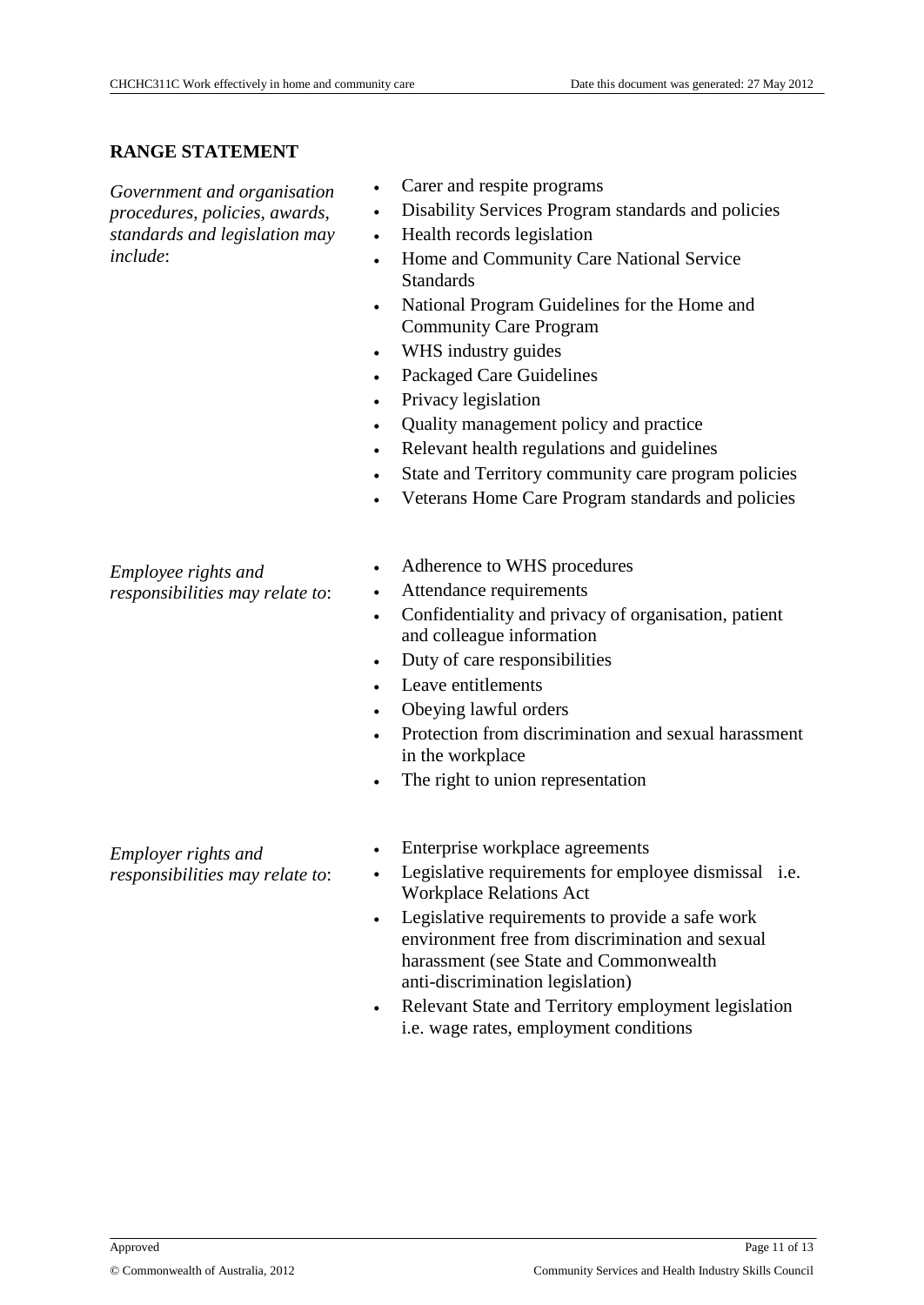## RANGE STATEMENT

| | |
|---|---|
| *Government and organisation procedures, policies, awards, standards and legislation may include*: | • Carer and respite programs<br>• Disability Services Program standards and policies<br>• Health records legislation<br>• Home and Community Care National Service Standards<br>• National Program Guidelines for the Home and Community Care Program<br>• WHS industry guides<br>• Packaged Care Guidelines<br>• Privacy legislation<br>• Quality management policy and practice<br>• Relevant health regulations and guidelines<br>• State and Territory community care program policies<br>• Veterans Home Care Program standards and policies |
| *Employee rights and responsibilities may relate to*: | • Adherence to WHS procedures<br>• Attendance requirements<br>• Confidentiality and privacy of organisation, patient and colleague information<br>• Duty of care responsibilities<br>• Leave entitlements<br>• Obeying lawful orders<br>• Protection from discrimination and sexual harassment in the workplace<br>• The right to union representation |
| *Employer rights and responsibilities may relate to*: | • Enterprise workplace agreements<br>• Legislative requirements for employee dismissal i.e. Workplace Relations Act<br>• Legislative requirements to provide a safe work environment free from discrimination and sexual harassment (see State and Commonwealth anti-discrimination legislation)<br>• Relevant State and Territory employment legislation i.e. wage rates, employment conditions |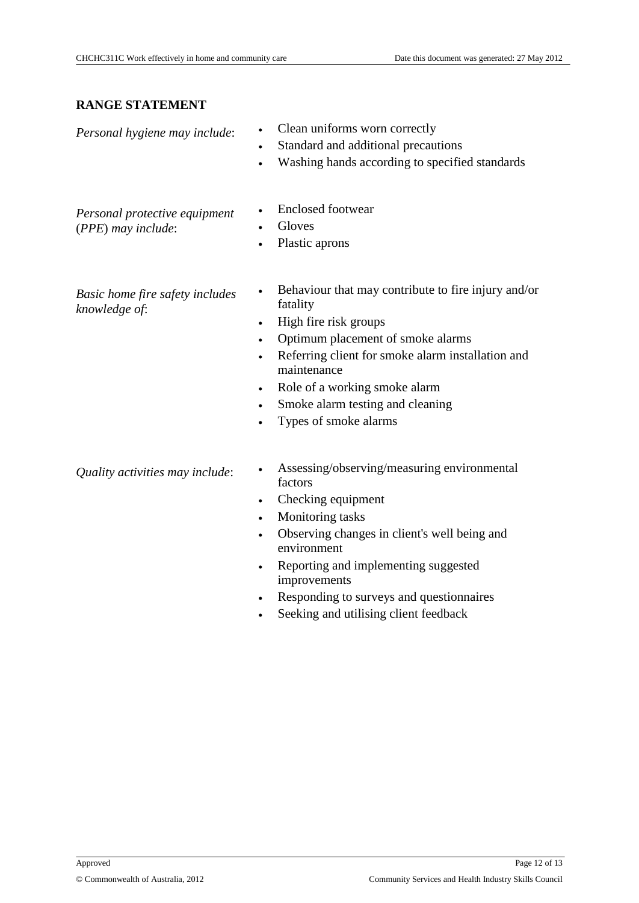## RANGE STATEMENT

*Personal hygiene may include*:

- Clean uniforms worn correctly
- Standard and additional precautions
- Washing hands according to specified standards

*Personal protective equipment (PPE) may include*:

- Enclosed footwear
- Gloves
- Plastic aprons

*Basic home fire safety includes knowledge of*:

- Behaviour that may contribute to fire injury and/or fatality
- High fire risk groups
- Optimum placement of smoke alarms
- Referring client for smoke alarm installation and maintenance
- Role of a working smoke alarm
- Smoke alarm testing and cleaning
- Types of smoke alarms

*Quality activities may include*:

- Assessing/observing/measuring environmental factors
- Checking equipment
- Monitoring tasks
- Observing changes in client's well being and environment
- Reporting and implementing suggested improvements
- Responding to surveys and questionnaires
- Seeking and utilising client feedback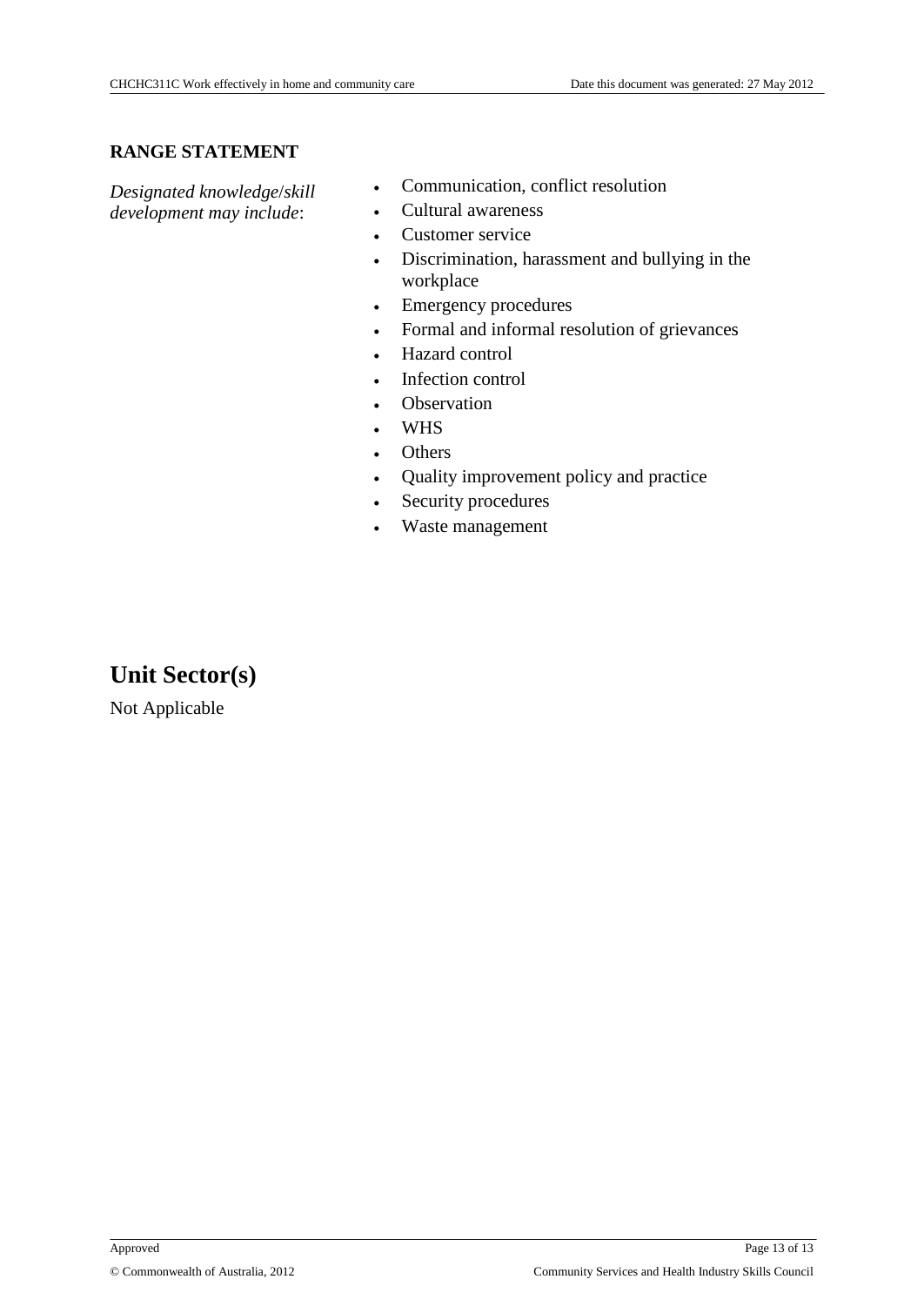**RANGE STATEMENT**

| | |
|---|---|
| *Designated knowledge/skill development may include*: | • Communication, conflict resolution<br>• Cultural awareness<br>• Customer service<br>• Discrimination, harassment and bullying in the workplace<br>• Emergency procedures<br>• Formal and informal resolution of grievances<br>• Hazard control<br>• Infection control<br>• Observation<br>• WHS<br>• Others<br>• Quality improvement policy and practice<br>• Security procedures<br>• Waste management |

# Unit Sector(s)

Not Applicable